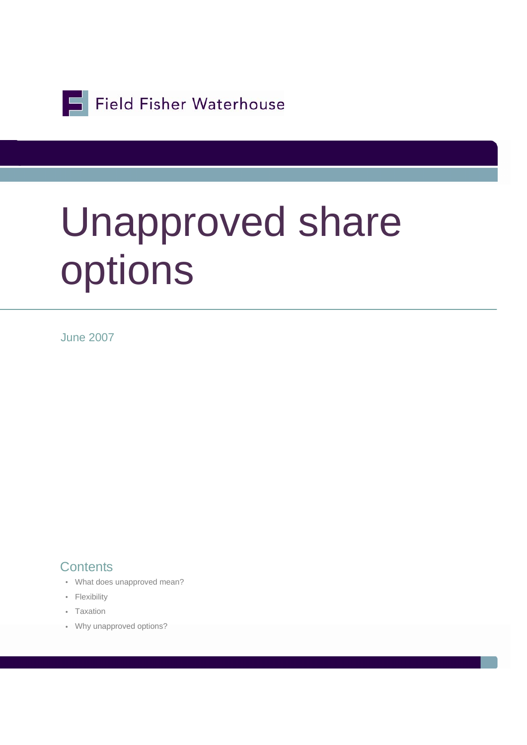Field Fisher Waterhouse

# Unapproved share options

June 2007

## Contents

- What does unapproved mean?
- Flexibility
- Taxation
- Why unapproved options?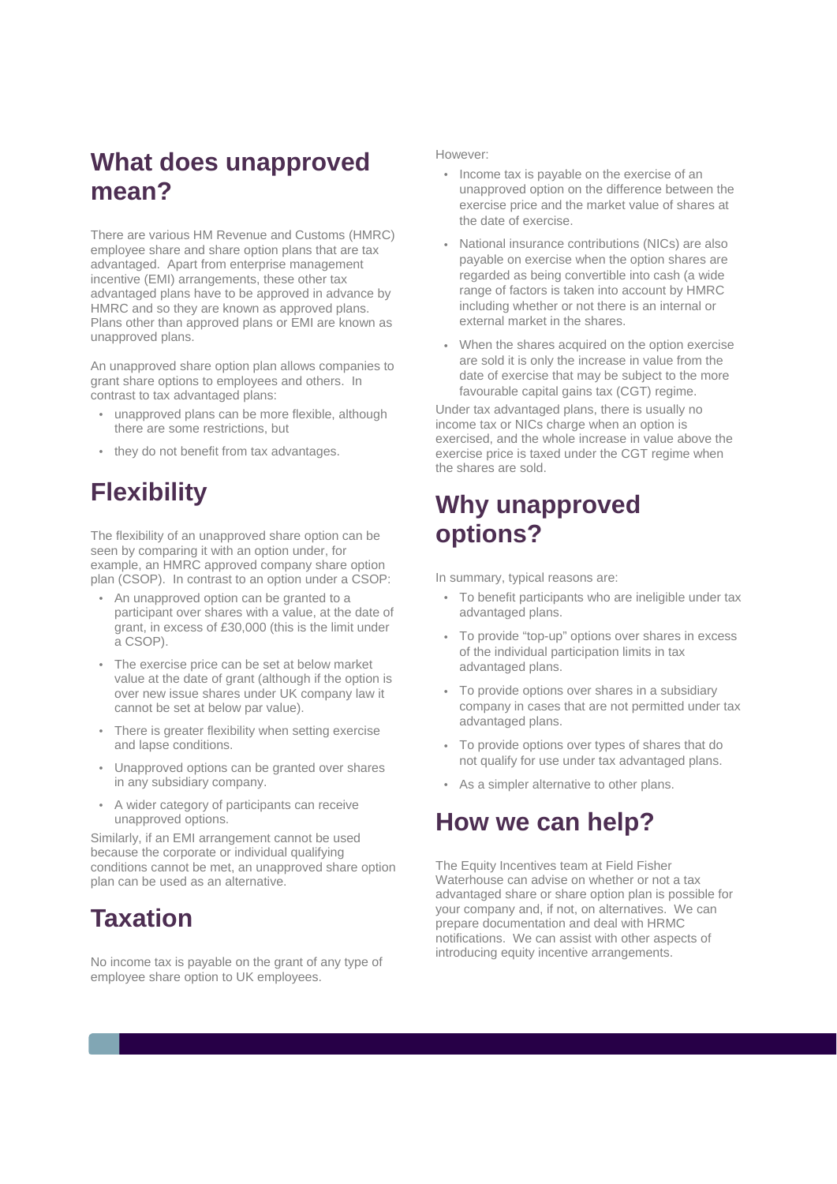## What does unapproved mean?

There are various HM Revenue and Customs (HMRC) employee share and share option plans that are tax advantaged. Apart from enterprise management incentive (EMI) arrangements, these other tax advantaged plans have to be approved in advance by HMRC and so they are known as approved plans. Plans other than approved plans or EMI are known as unapproved plans.

An unapproved share option plan allows companies to grant share options to employees and others. In contrast to tax advantaged plans:

- unapproved plans can be more flexible, although there are some restrictions, but
- they do not benefit from tax advantages.

## Flexibility

The flexibility of an unapproved share option can be seen by comparing it with an option under, for example, an HMRC approved company share option plan (CSOP). In contrast to an option under a CSOP:

- An unapproved option can be granted to a participant over shares with a value, at the date of grant, in excess of £30,000 (this is the limit under a CSOP).
- The exercise price can be set at below market value at the date of grant (although if the option is over new issue shares under UK company law it cannot be set at below par value).
- There is greater flexibility when setting exercise and lapse conditions.
- Unapproved options can be granted over shares in any subsidiary company.
- A wider category of participants can receive unapproved options.

Similarly, if an EMI arrangement cannot be used because the corporate or individual qualifying conditions cannot be met, an unapproved share option plan can be used as an alternative.

## Taxation

No income tax is payable on the grant of any type of employee share option to UK employees.

However:

- Income tax is payable on the exercise of an unapproved option on the difference between the exercise price and the market value of shares at the date of exercise.
- National insurance contributions (NICs) are also payable on exercise when the option shares are regarded as being convertible into cash (a wide range of factors is taken into account by HMRC including whether or not there is an internal or external market in the shares.
- When the shares acquired on the option exercise are sold it is only the increase in value from the date of exercise that may be subject to the more favourable capital gains tax (CGT) regime.

Under tax advantaged plans, there is usually no income tax or NICs charge when an option is exercised, and the whole increase in value above the exercise price is taxed under the CGT regime when the shares are sold.

## Why unapproved options?

In summary, typical reasons are:

- To benefit participants who are ineligible under tax advantaged plans.
- To provide "top-up" options over shares in excess of the individual participation limits in tax advantaged plans.
- To provide options over shares in a subsidiary company in cases that are not permitted under tax advantaged plans.
- To provide options over types of shares that do not qualify for use under tax advantaged plans.
- As a simpler alternative to other plans.

## How we can help?

The Equity Incentives team at Field Fisher Waterhouse can advise on whether or not a tax advantaged share or share option plan is possible for your company and, if not, on alternatives. We can prepare documentation and deal with HRMC notifications. We can assist with other aspects of introducing equity incentive arrangements.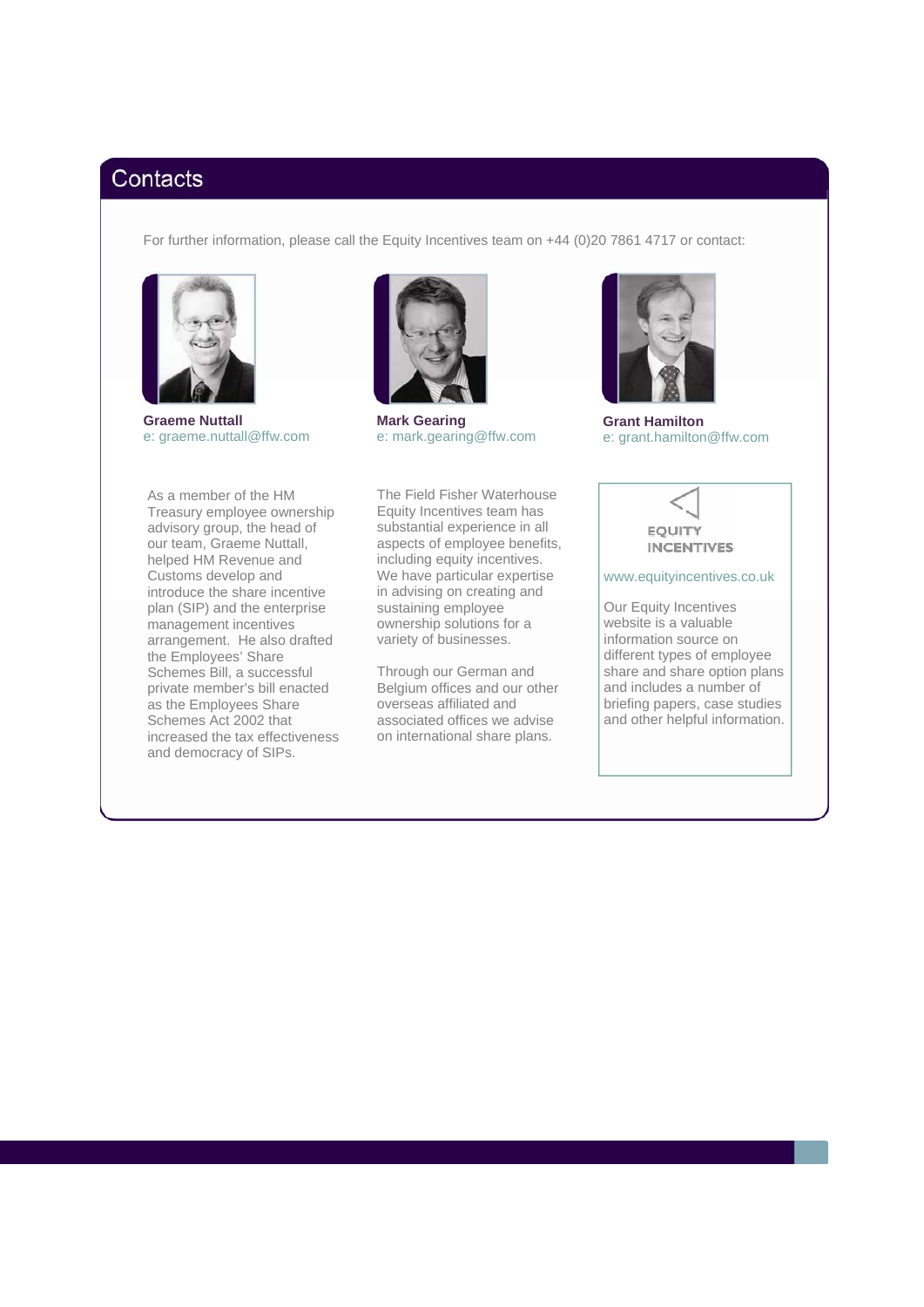## Contacts

For further information, please call the Equity Incentives team on +44 (0)20 7861 4717 or contact:

**Graeme Nuttall**
e: graeme.nuttall@ffw.com

**Mark Gearing**
e: mark.gearing@ffw.com

**Grant Hamilton**
e: grant.hamilton@ffw.com

As a member of the HM Treasury employee ownership advisory group, the head of our team, Graeme Nuttall, helped HM Revenue and Customs develop and introduce the share incentive plan (SIP) and the enterprise management incentives arrangement. He also drafted the Employees' Share Schemes Bill, a successful private member's bill enacted as the Employees Share Schemes Act 2002 that increased the tax effectiveness and democracy of SIPs.

The Field Fisher Waterhouse Equity Incentives team has substantial experience in all aspects of employee benefits, including equity incentives. We have particular expertise in advising on creating and sustaining employee ownership solutions for a variety of businesses.

Through our German and Belgium offices and our other overseas affiliated and associated offices we advise on international share plans.

EQUITY INCENTIVES

www.equityincentives.co.uk

Our Equity Incentives website is a valuable information source on different types of employee share and share option plans and includes a number of briefing papers, case studies and other helpful information.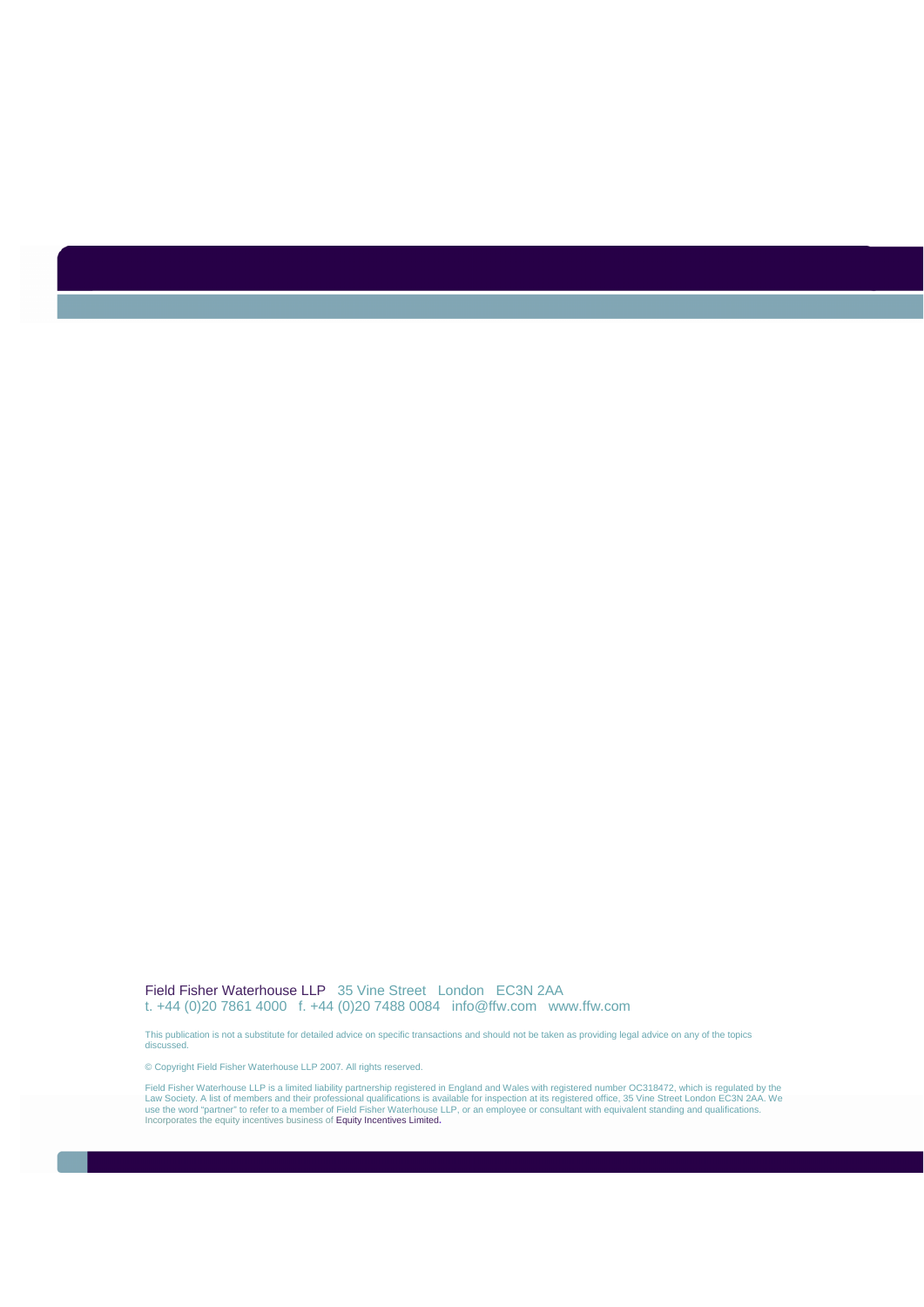Field Fisher Waterhouse LLP 35 Vine Street London EC3N 2AA
t. +44 (0)20 7861 4000 f. +44 (0)20 7488 0084 info@ffw.com www.ffw.com

This publication is not a substitute for detailed advice on specific transactions and should not be taken as providing legal advice on any of the topics discussed.

© Copyright Field Fisher Waterhouse LLP 2007. All rights reserved.

Field Fisher Waterhouse LLP is a limited liability partnership registered in England and Wales with registered number OC318472, which is regulated by the Law Society. A list of members and their professional qualifications is available for inspection at its registered office, 35 Vine Street London EC3N 2AA. We use the word "partner" to refer to a member of Field Fisher Waterhouse LLP, or an employee or consultant with equivalent standing and qualifications. Incorporates the equity incentives business of Equity Incentives Limited.